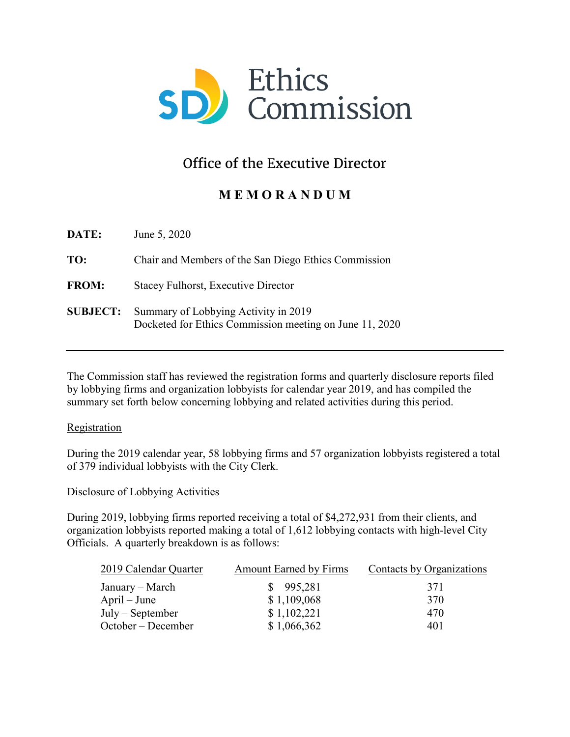# SD Ethics Commission

## Office of the Executive Director

### M E M O R A N D U M

**DATE:** June 5, 2020

**TO:** Chair and Members of the San Diego Ethics Commission

**FROM:** Stacey Fulhorst, Executive Director

**SUBJECT:** Summary of Lobbying Activity in 2019
Docketed for Ethics Commission meeting on June 11, 2020

---

The Commission staff has reviewed the registration forms and quarterly disclosure reports filed by lobbying firms and organization lobbyists for calendar year 2019, and has compiled the summary set forth below concerning lobbying and related activities during this period.

Registration

During the 2019 calendar year, 58 lobbying firms and 57 organization lobbyists registered a total of 379 individual lobbyists with the City Clerk.

Disclosure of Lobbying Activities

During 2019, lobbying firms reported receiving a total of $4,272,931 from their clients, and organization lobbyists reported making a total of 1,612 lobbying contacts with high-level City Officials. A quarterly breakdown is as follows:

| 2019 Calendar Quarter | Amount Earned by Firms | Contacts by Organizations |
|---|---|---|
| January – March | $ 995,281 | 371 |
| April – June | $ 1,109,068 | 370 |
| July – September | $ 1,102,221 | 470 |
| October – December | $ 1,066,362 | 401 |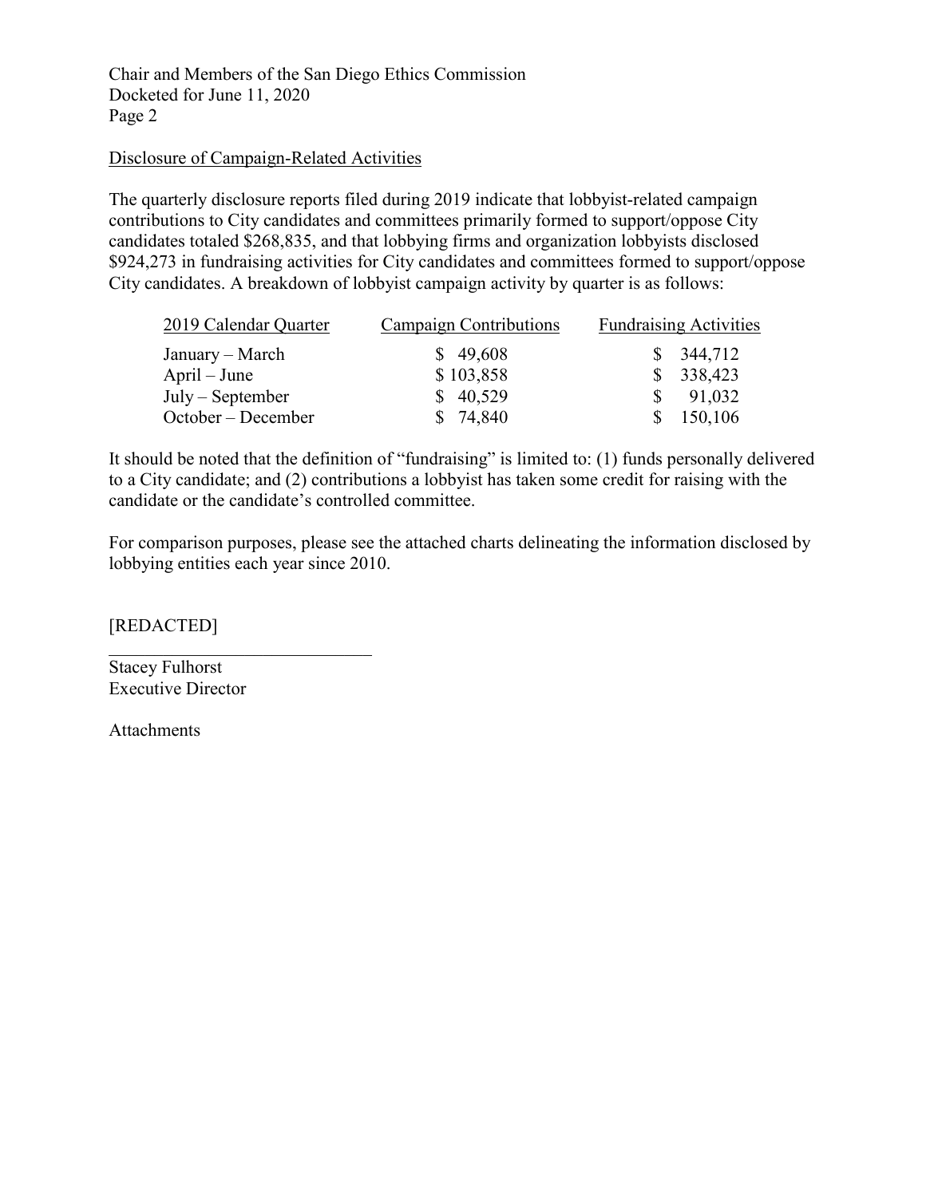Disclosure of Campaign-Related Activities

The quarterly disclosure reports filed during 2019 indicate that lobbyist-related campaign contributions to City candidates and committees primarily formed to support/oppose City candidates totaled $268,835, and that lobbying firms and organization lobbyists disclosed $924,273 in fundraising activities for City candidates and committees formed to support/oppose City candidates. A breakdown of lobbyist campaign activity by quarter is as follows:

| 2019 Calendar Quarter | Campaign Contributions | Fundraising Activities |
|---|---|---|
| January – March | $ 49,608 | $ 344,712 |
| April – June | $ 103,858 | $ 338,423 |
| July – September | $ 40,529 | $ 91,032 |
| October – December | $ 74,840 | $ 150,106 |

It should be noted that the definition of "fundraising" is limited to: (1) funds personally delivered to a City candidate; and (2) contributions a lobbyist has taken some credit for raising with the candidate or the candidate's controlled committee.

For comparison purposes, please see the attached charts delineating the information disclosed by lobbying entities each year since 2010.

[REDACTED]

Stacey Fulhorst
Executive Director

Attachments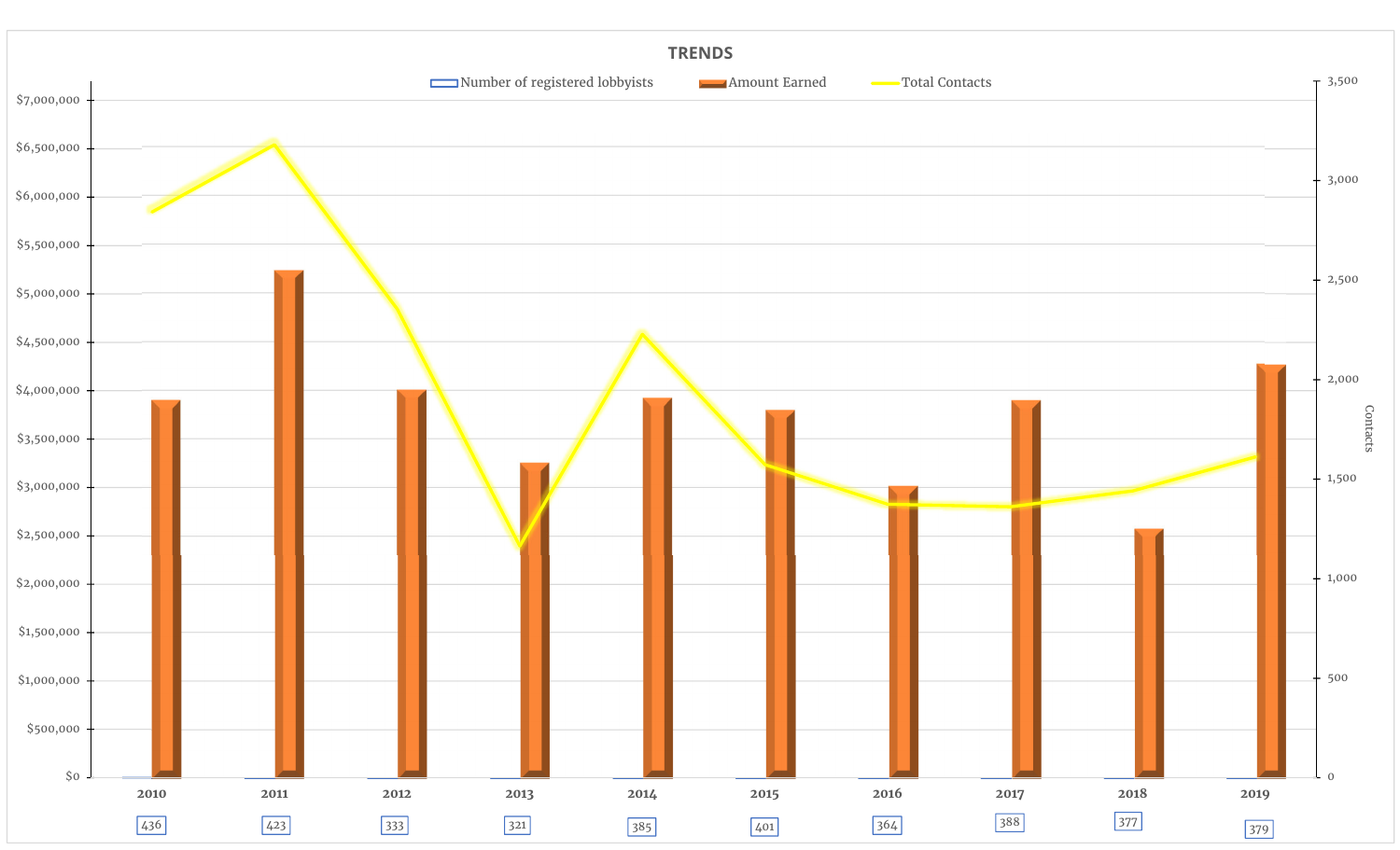## TRENDS

Number of registered lobbyists | Amount Earned | Total Contacts

| Year | Number of registered lobbyists |
|---|---|
| 2010 | 436 |
| 2011 | 423 |
| 2012 | 333 |
| 2013 | 321 |
| 2014 | 385 |
| 2015 | 401 |
| 2016 | 364 |
| 2017 | 388 |
| 2018 | 377 |
| 2019 | 379 |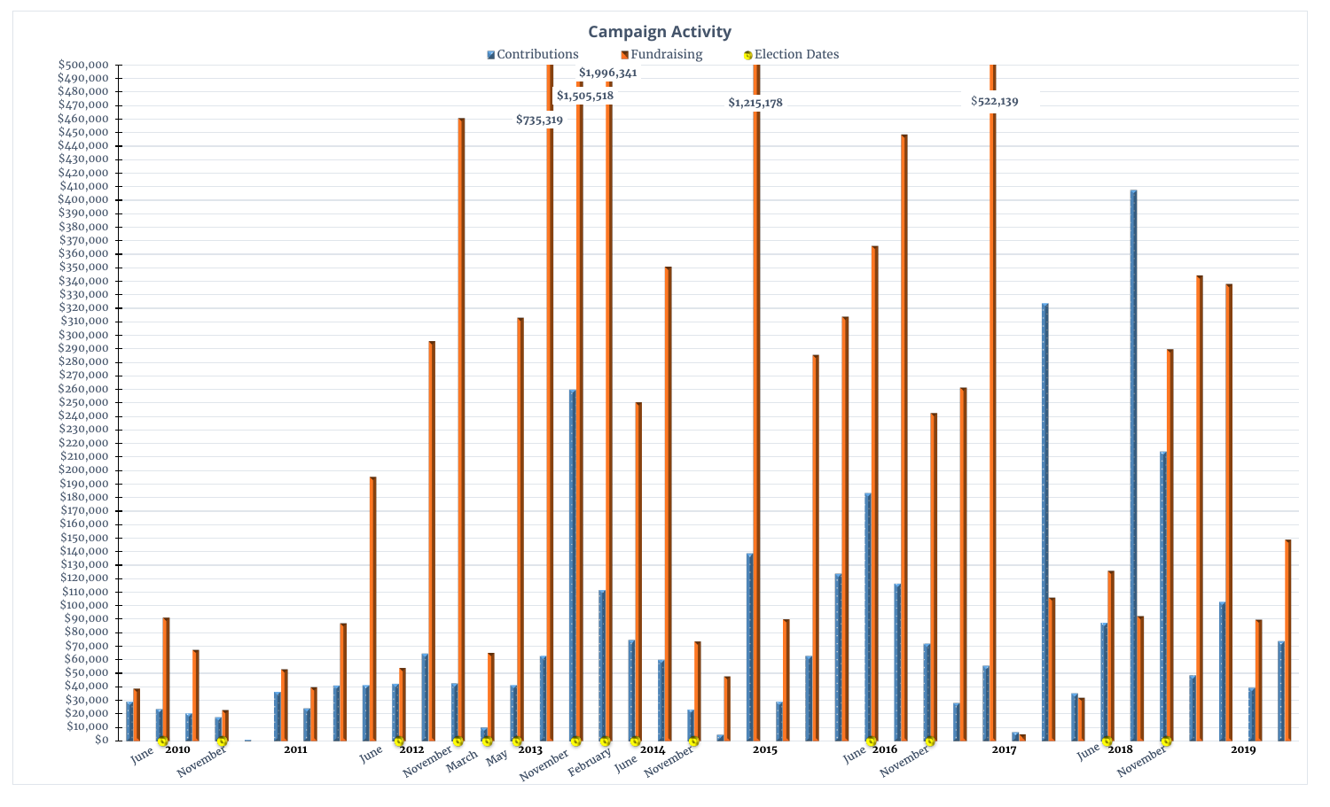Campaign Activity

Contributions
Fundraising
Election Dates

$500,000
$490,000
$480,000
$470,000
$460,000
$450,000
$440,000
$430,000
$420,000
$410,000
$400,000
$390,000
$380,000
$370,000
$360,000
$350,000
$340,000
$330,000
$320,000
$310,000
$300,000
$290,000
$280,000
$270,000
$260,000
$250,000
$240,000
$230,000
$220,000
$210,000
$200,000
$190,000
$180,000
$170,000
$160,000
$150,000
$140,000
$130,000
$120,000
$110,000
$100,000
$90,000
$80,000
$70,000
$60,000
$50,000
$40,000
$30,000
$20,000
$10,000
$0

$735,319
$1,505,518
$1,996,341
$1,215,178
$522,139

June
2010
November
2011
June
2012
November
March
May
2013
November
February
June
2014
November
2015
June
2016
November
2017
June
2018
November
2019